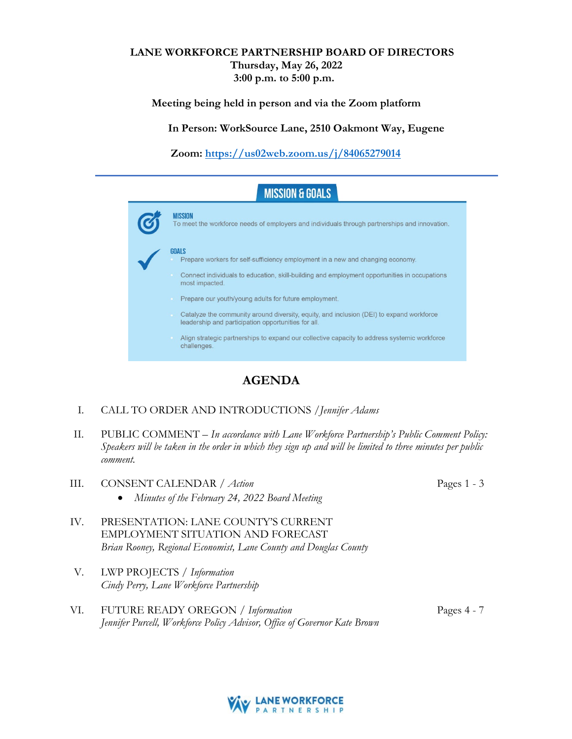**LANE WORKFORCE PARTNERSHIP BOARD OF DIRECTORS**
**Thursday, May 26, 2022**
**3:00 p.m. to 5:00 p.m.**

**Meeting being held in person and via the Zoom platform**

**In Person: WorkSource Lane, 2510 Oakmont Way, Eugene**

**Zoom: [https://us02web.zoom.us/j/84065279014](https://us02web.zoom.us/j/84065279014)**

---

## MISSION & GOALS

**MISSION**
To meet the workforce needs of employers and individuals through partnerships and innovation.

**GOALS**

- Prepare workers for self-sufficiency employment in a new and changing economy.
- Connect individuals to education, skill-building and employment opportunities in occupations most impacted.
- Prepare our youth/young adults for future employment.
- Catalyze the community around diversity, equity, and inclusion (DEI) to expand workforce leadership and participation opportunities for all.
- Align strategic partnerships to expand our collective capacity to address systemic workforce challenges.

## AGENDA

I. CALL TO ORDER AND INTRODUCTIONS / *Jennifer Adams*

II. PUBLIC COMMENT – *In accordance with Lane Workforce Partnership's Public Comment Policy: Speakers will be taken in the order in which they sign up and will be limited to three minutes per public comment.*

III. CONSENT CALENDAR / *Action* — Pages 1 - 3
- *Minutes of the February 24, 2022 Board Meeting*

IV. PRESENTATION: LANE COUNTY'S CURRENT EMPLOYMENT SITUATION AND FORECAST
*Brian Rooney, Regional Economist, Lane County and Douglas County*

V. LWP PROJECTS / *Information*
*Cindy Perry, Lane Workforce Partnership*

VI. FUTURE READY OREGON / *Information* — Pages 4 - 7
*Jennifer Purcell, Workforce Policy Advisor, Office of Governor Kate Brown*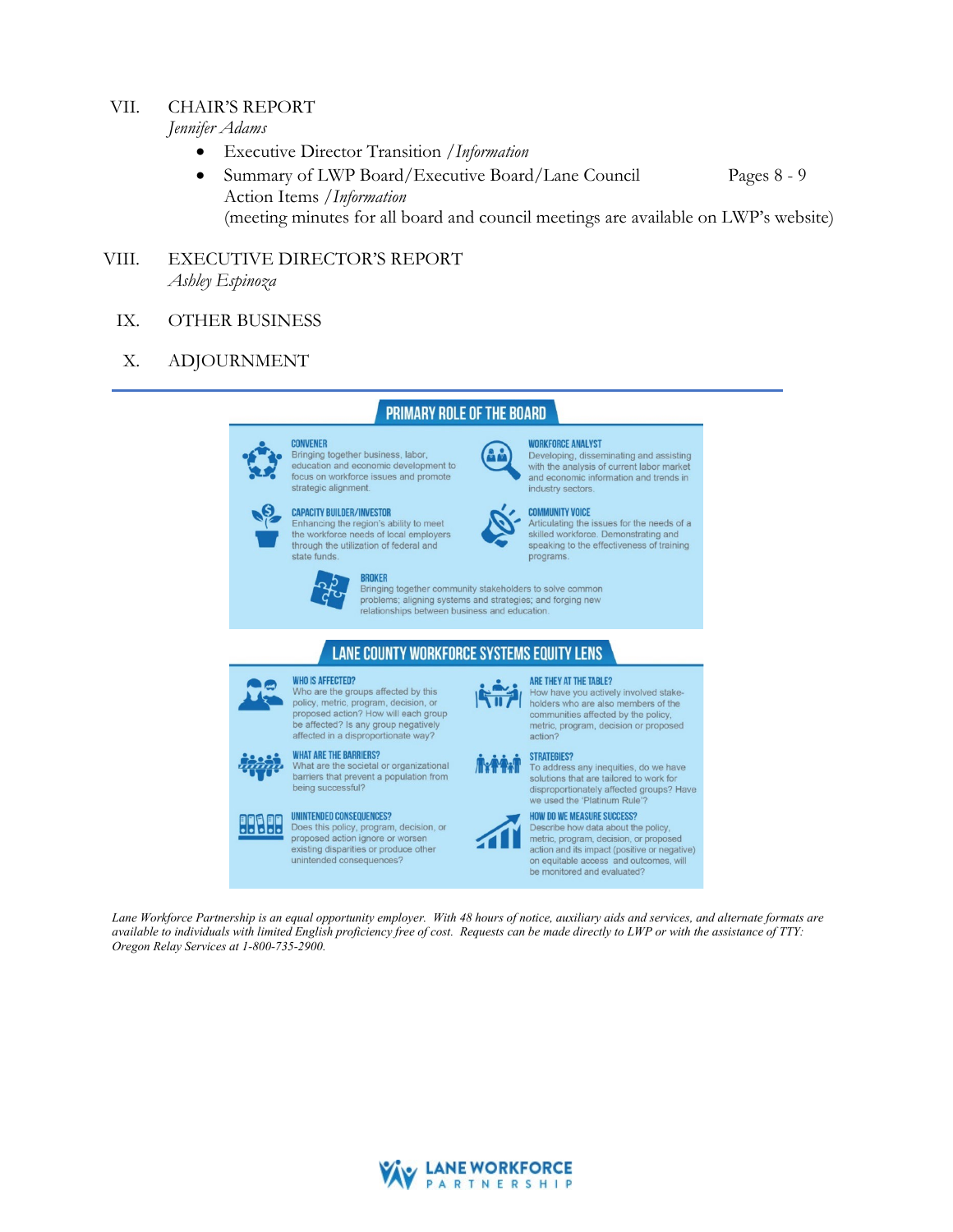VII. CHAIR'S REPORT
*Jennifer Adams*

- Executive Director Transition / *Information*
- Summary of LWP Board/Executive Board/Lane Council Action Items / *Information* — Pages 8 - 9
  (meeting minutes for all board and council meetings are available on LWP's website)

VIII. EXECUTIVE DIRECTOR'S REPORT
*Ashley Espinoza*

IX. OTHER BUSINESS

X. ADJOURNMENT

## PRIMARY ROLE OF THE BOARD

**CONVENER**
Bringing together business, labor, education and economic development to focus on workforce issues and promote strategic alignment.

**WORKFORCE ANALYST**
Developing, disseminating and assisting with the analysis of current labor market and economic information and trends in industry sectors.

**CAPACITY BUILDER/INVESTOR**
Enhancing the region's ability to meet the workforce needs of local employers through the utilization of federal and state funds.

**COMMUNITY VOICE**
Articulating the issues for the needs of a skilled workforce. Demonstrating and speaking to the effectiveness of training programs.

**BROKER**
Bringing together community stakeholders to solve common problems; aligning systems and strategies; and forging new relationships between business and education.

## LANE COUNTY WORKFORCE SYSTEMS EQUITY LENS

**WHO IS AFFECTED?**
Who are the groups affected by this policy, metric, program, decision, or proposed action? How will each group be affected? Is any group negatively affected in a disproportionate way?

**ARE THEY AT THE TABLE?**
How have you actively involved stake-holders who are also members of the communities affected by the policy, metric, program, decision or proposed action?

**WHAT ARE THE BARRIERS?**
What are the societal or organizational barriers that prevent a population from being successful?

**STRATEGIES?**
To address any inequities, do we have solutions that are tailored to work for disproportionately affected groups? Have we used the 'Platinum Rule'?

**UNINTENDED CONSEQUENCES?**
Does this policy, program, decision, or proposed action ignore or worsen existing disparities or produce other unintended consequences?

**HOW DO WE MEASURE SUCCESS?**
Describe how data about the policy, metric, program, decision, or proposed action and its impact (positive or negative) on equitable access and outcomes, will be monitored and evaluated?

*Lane Workforce Partnership is an equal opportunity employer. With 48 hours of notice, auxiliary aids and services, and alternate formats are available to individuals with limited English proficiency free of cost. Requests can be made directly to LWP or with the assistance of TTY: Oregon Relay Services at 1-800-735-2900.*

LANE WORKFORCE PARTNERSHIP